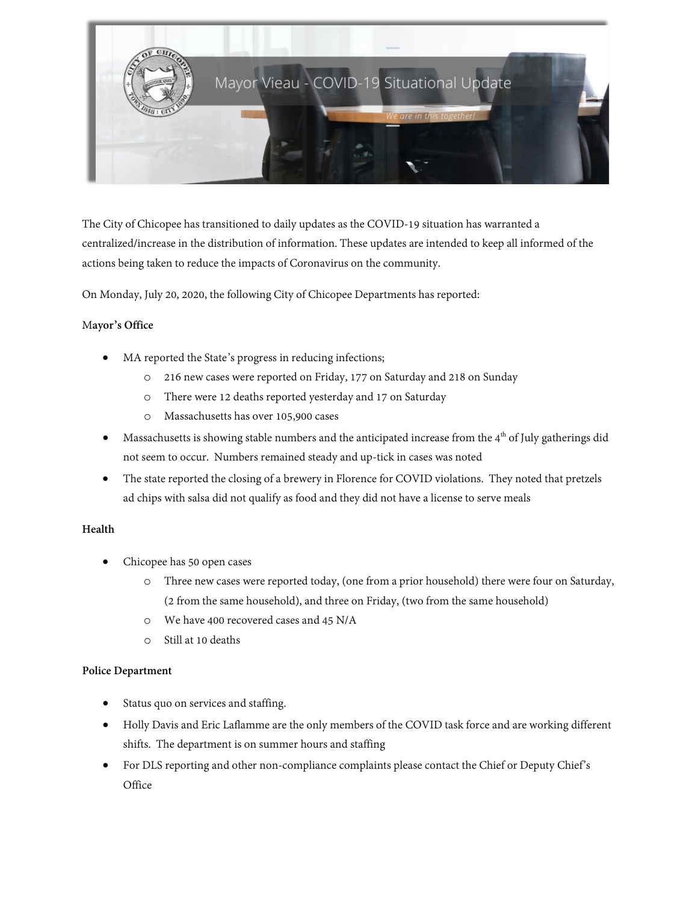# Mayor Vieau - COVID-19 Situational Update

*We are in this together!*

The City of Chicopee has transitioned to daily updates as the COVID-19 situation has warranted a centralized/increase in the distribution of information. These updates are intended to keep all informed of the actions being taken to reduce the impacts of Coronavirus on the community.

On Monday, July 20, 2020, the following City of Chicopee Departments has reported:

**Mayor's Office**

- MA reported the State's progress in reducing infections;
  - 216 new cases were reported on Friday, 177 on Saturday and 218 on Sunday
  - There were 12 deaths reported yesterday and 17 on Saturday
  - Massachusetts has over 105,900 cases
- Massachusetts is showing stable numbers and the anticipated increase from the 4th of July gatherings did not seem to occur. Numbers remained steady and up-tick in cases was noted
- The state reported the closing of a brewery in Florence for COVID violations. They noted that pretzels ad chips with salsa did not qualify as food and they did not have a license to serve meals

**Health**

- Chicopee has 50 open cases
  - Three new cases were reported today, (one from a prior household) there were four on Saturday, (2 from the same household), and three on Friday, (two from the same household)
  - We have 400 recovered cases and 45 N/A
  - Still at 10 deaths

**Police Department**

- Status quo on services and staffing.
- Holly Davis and Eric Laflamme are the only members of the COVID task force and are working different shifts. The department is on summer hours and staffing
- For DLS reporting and other non-compliance complaints please contact the Chief or Deputy Chief's Office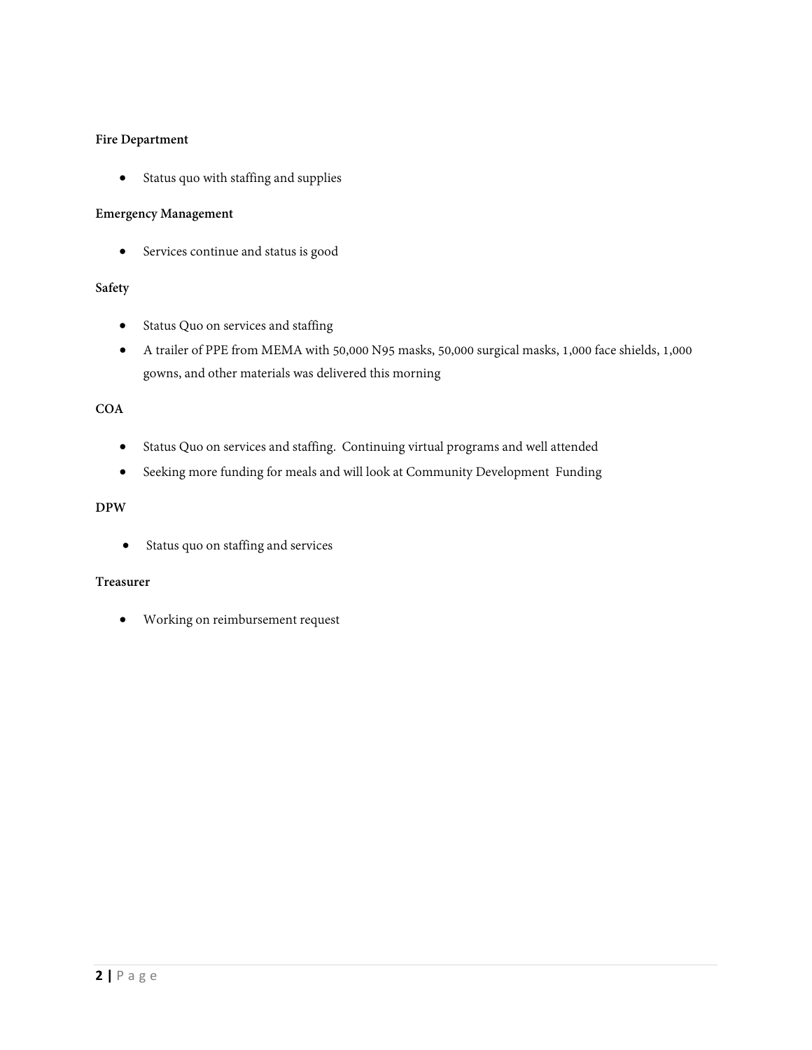**Fire Department**

- Status quo with staffing and supplies

**Emergency Management**

- Services continue and status is good

**Safety**

- Status Quo on services and staffing
- A trailer of PPE from MEMA with 50,000 N95 masks, 50,000 surgical masks, 1,000 face shields, 1,000 gowns, and other materials was delivered this morning

**COA**

- Status Quo on services and staffing. Continuing virtual programs and well attended
- Seeking more funding for meals and will look at Community Development Funding

**DPW**

- Status quo on staffing and services

**Treasurer**

- Working on reimbursement request